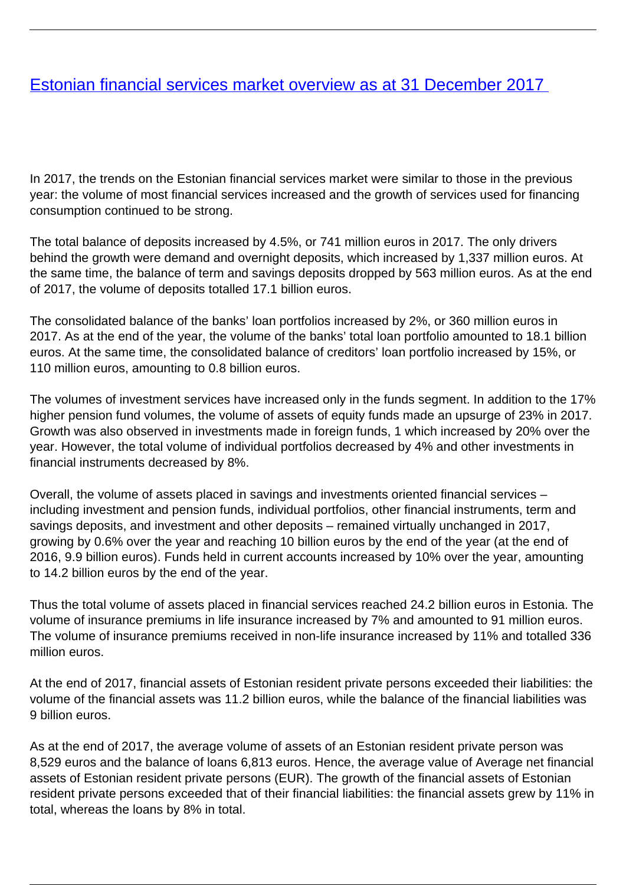# Estonian financial services market overview as at 31 December 2017

In 2017, the trends on the Estonian financial services market were similar to those in the previous year: the volume of most financial services increased and the growth of services used for financing consumption continued to be strong.

The total balance of deposits increased by 4.5%, or 741 million euros in 2017. The only drivers behind the growth were demand and overnight deposits, which increased by 1,337 million euros. At the same time, the balance of term and savings deposits dropped by 563 million euros. As at the end of 2017, the volume of deposits totalled 17.1 billion euros.

The consolidated balance of the banks' loan portfolios increased by 2%, or 360 million euros in 2017. As at the end of the year, the volume of the banks' total loan portfolio amounted to 18.1 billion euros. At the same time, the consolidated balance of creditors' loan portfolio increased by 15%, or 110 million euros, amounting to 0.8 billion euros.

The volumes of investment services have increased only in the funds segment. In addition to the 17% higher pension fund volumes, the volume of assets of equity funds made an upsurge of 23% in 2017. Growth was also observed in investments made in foreign funds, 1 which increased by 20% over the year. However, the total volume of individual portfolios decreased by 4% and other investments in financial instruments decreased by 8%.

Overall, the volume of assets placed in savings and investments oriented financial services – including investment and pension funds, individual portfolios, other financial instruments, term and savings deposits, and investment and other deposits – remained virtually unchanged in 2017, growing by 0.6% over the year and reaching 10 billion euros by the end of the year (at the end of 2016, 9.9 billion euros). Funds held in current accounts increased by 10% over the year, amounting to 14.2 billion euros by the end of the year.

Thus the total volume of assets placed in financial services reached 24.2 billion euros in Estonia. The volume of insurance premiums in life insurance increased by 7% and amounted to 91 million euros. The volume of insurance premiums received in non-life insurance increased by 11% and totalled 336 million euros.

At the end of 2017, financial assets of Estonian resident private persons exceeded their liabilities: the volume of the financial assets was 11.2 billion euros, while the balance of the financial liabilities was 9 billion euros.

As at the end of 2017, the average volume of assets of an Estonian resident private person was 8,529 euros and the balance of loans 6,813 euros. Hence, the average value of Average net financial assets of Estonian resident private persons (EUR). The growth of the financial assets of Estonian resident private persons exceeded that of their financial liabilities: the financial assets grew by 11% in total, whereas the loans by 8% in total.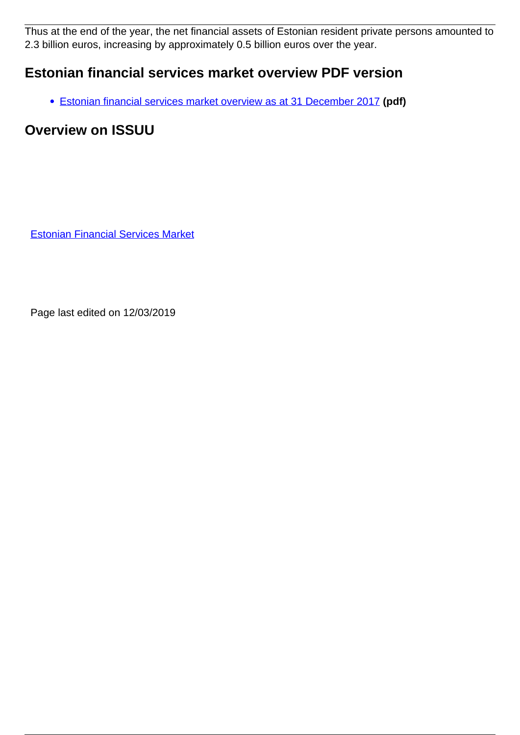Thus at the end of the year, the net financial assets of Estonian resident private persons amounted to 2.3 billion euros, increasing by approximately 0.5 billion euros over the year.

## Estonian financial services market overview PDF version

- Estonian financial services market overview as at 31 December 2017 **(pdf)**

## Overview on ISSUU

Estonian Financial Services Market

Page last edited on 12/03/2019